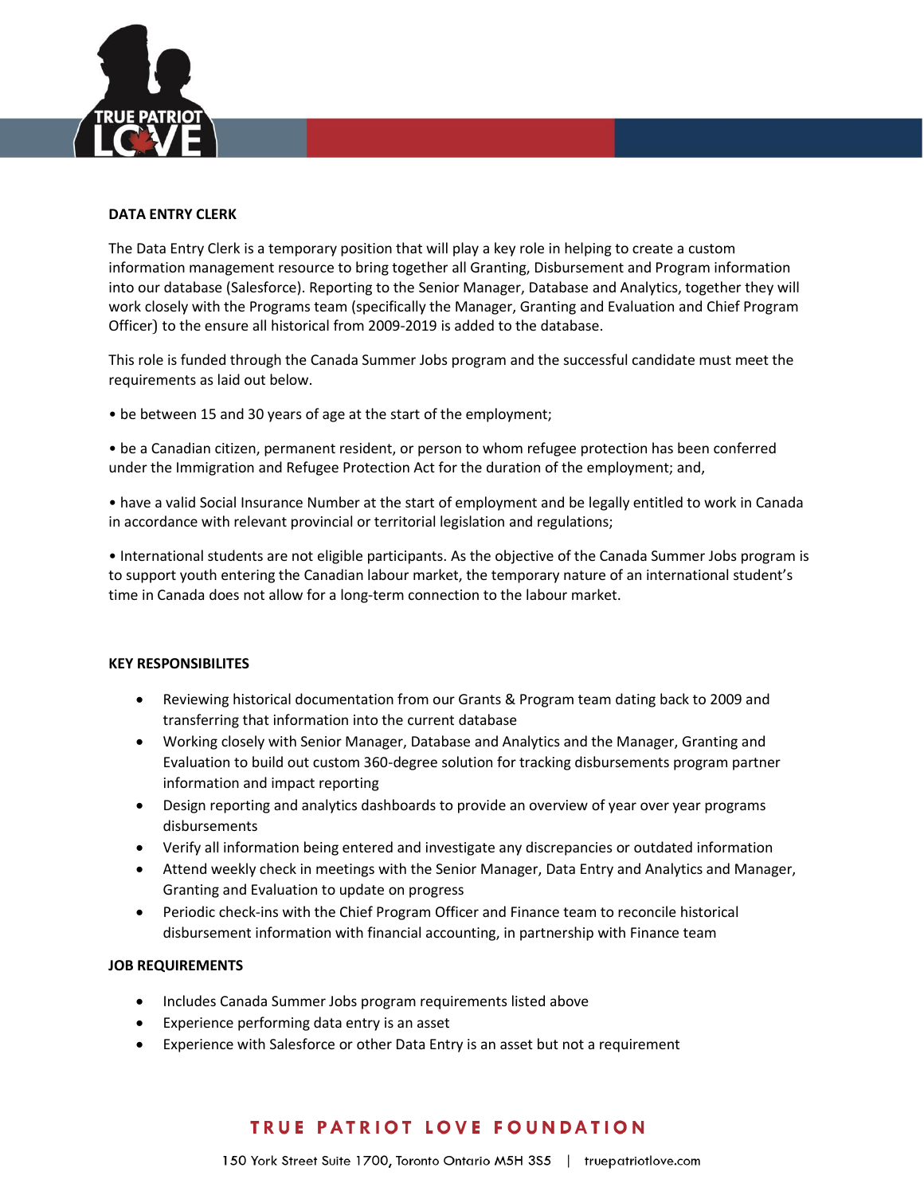## DATA ENTRY CLERK

The Data Entry Clerk is a temporary position that will play a key role in helping to create a custom information management resource to bring together all Granting, Disbursement and Program information into our database (Salesforce). Reporting to the Senior Manager, Database and Analytics, together they will work closely with the Programs team (specifically the Manager, Granting and Evaluation and Chief Program Officer) to the ensure all historical from 2009-2019 is added to the database.

This role is funded through the Canada Summer Jobs program and the successful candidate must meet the requirements as laid out below.

• be between 15 and 30 years of age at the start of the employment;

• be a Canadian citizen, permanent resident, or person to whom refugee protection has been conferred under the Immigration and Refugee Protection Act for the duration of the employment; and,

• have a valid Social Insurance Number at the start of employment and be legally entitled to work in Canada in accordance with relevant provincial or territorial legislation and regulations;

• International students are not eligible participants. As the objective of the Canada Summer Jobs program is to support youth entering the Canadian labour market, the temporary nature of an international student's time in Canada does not allow for a long-term connection to the labour market.

## KEY RESPONSIBILITES

- Reviewing historical documentation from our Grants & Program team dating back to 2009 and transferring that information into the current database
- Working closely with Senior Manager, Database and Analytics and the Manager, Granting and Evaluation to build out custom 360-degree solution for tracking disbursements program partner information and impact reporting
- Design reporting and analytics dashboards to provide an overview of year over year programs disbursements
- Verify all information being entered and investigate any discrepancies or outdated information
- Attend weekly check in meetings with the Senior Manager, Data Entry and Analytics and Manager, Granting and Evaluation to update on progress
- Periodic check-ins with the Chief Program Officer and Finance team to reconcile historical disbursement information with financial accounting, in partnership with Finance team

## JOB REQUIREMENTS

- Includes Canada Summer Jobs program requirements listed above
- Experience performing data entry is an asset
- Experience with Salesforce or other Data Entry is an asset but not a requirement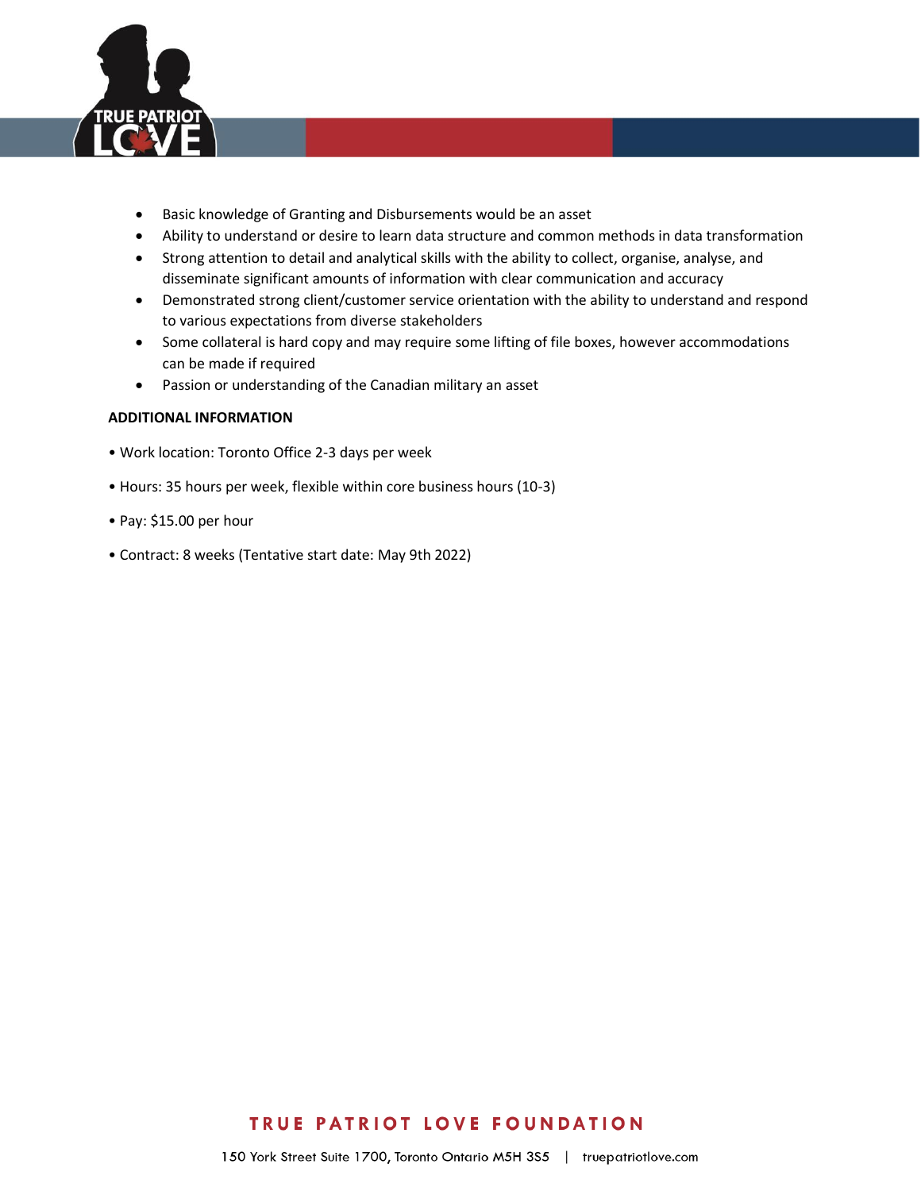- Basic knowledge of Granting and Disbursements would be an asset
- Ability to understand or desire to learn data structure and common methods in data transformation
- Strong attention to detail and analytical skills with the ability to collect, organise, analyse, and disseminate significant amounts of information with clear communication and accuracy
- Demonstrated strong client/customer service orientation with the ability to understand and respond to various expectations from diverse stakeholders
- Some collateral is hard copy and may require some lifting of file boxes, however accommodations can be made if required
- Passion or understanding of the Canadian military an asset

**ADDITIONAL INFORMATION**

• Work location: Toronto Office 2-3 days per week

• Hours: 35 hours per week, flexible within core business hours (10-3)

• Pay: $15.00 per hour

• Contract: 8 weeks (Tentative start date: May 9th 2022)